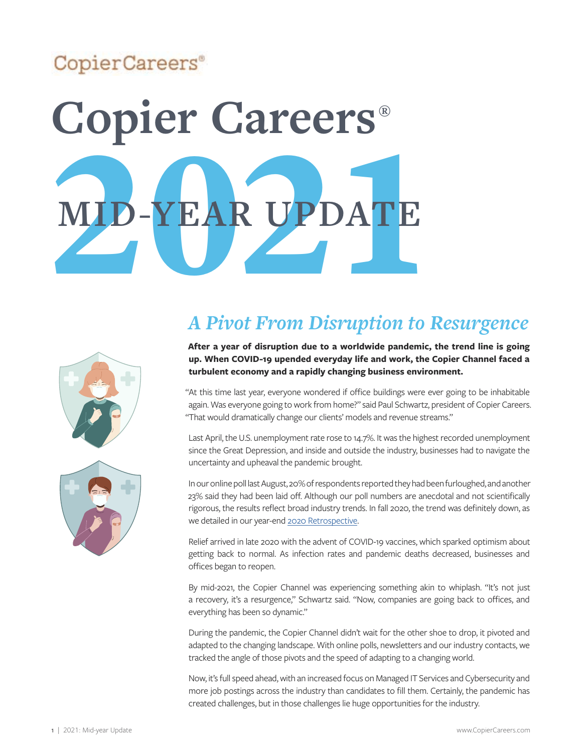CopierCareers®

# Copier Careers®

# 2021 MID-YEAR UPDATE

## *A Pivot From Disruption to Resurgence*

**After a year of disruption due to a worldwide pandemic, the trend line is going up. When COVID-19 upended everyday life and work, the Copier Channel faced a turbulent economy and a rapidly changing business environment.**

"At this time last year, everyone wondered if office buildings were ever going to be inhabitable again. Was everyone going to work from home?" said Paul Schwartz, president of Copier Careers. "That would dramatically change our clients' models and revenue streams."

Last April, the U.S. unemployment rate rose to 14.7%. It was the highest recorded unemployment since the Great Depression, and inside and outside the industry, businesses had to navigate the uncertainty and upheaval the pandemic brought.

In our online poll last August, 20% of respondents reported they had been furloughed, and another 23% said they had been laid off. Although our poll numbers are anecdotal and not scientifically rigorous, the results reflect broad industry trends. In fall 2020, the trend was definitely down, as we detailed in our year-end 2020 Retrospective.

Relief arrived in late 2020 with the advent of COVID-19 vaccines, which sparked optimism about getting back to normal. As infection rates and pandemic deaths decreased, businesses and offices began to reopen.

By mid-2021, the Copier Channel was experiencing something akin to whiplash. "It's not just a recovery, it's a resurgence," Schwartz said. "Now, companies are going back to offices, and everything has been so dynamic."

During the pandemic, the Copier Channel didn't wait for the other shoe to drop, it pivoted and adapted to the changing landscape. With online polls, newsletters and our industry contacts, we tracked the angle of those pivots and the speed of adapting to a changing world.

Now, it's full speed ahead, with an increased focus on Managed IT Services and Cybersecurity and more job postings across the industry than candidates to fill them. Certainly, the pandemic has created challenges, but in those challenges lie huge opportunities for the industry.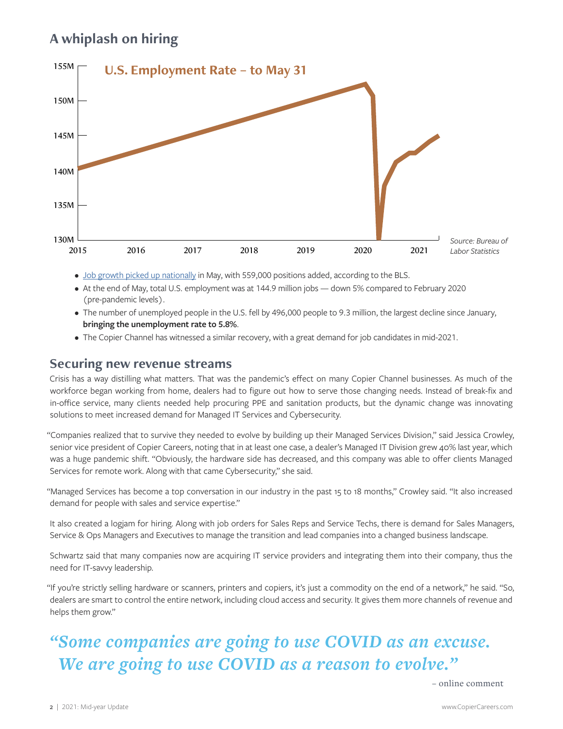## A whiplash on hiring

**U.S. Employment Rate – to May 31**

Source: Bureau of Labor Statistics

- Job growth picked up nationally in May, with 559,000 positions added, according to the BLS.
- At the end of May, total U.S. employment was at 144.9 million jobs — down 5% compared to February 2020 (pre-pandemic levels).
- The number of unemployed people in the U.S. fell by 496,000 people to 9.3 million, the largest decline since January, **bringing the unemployment rate to 5.8%**.
- The Copier Channel has witnessed a similar recovery, with a great demand for job candidates in mid-2021.

## Securing new revenue streams

Crisis has a way distilling what matters. That was the pandemic's effect on many Copier Channel businesses. As much of the workforce began working from home, dealers had to figure out how to serve those changing needs. Instead of break-fix and in-office service, many clients needed help procuring PPE and sanitation products, but the dynamic change was innovating solutions to meet increased demand for Managed IT Services and Cybersecurity.

"Companies realized that to survive they needed to evolve by building up their Managed Services Division," said Jessica Crowley, senior vice president of Copier Careers, noting that in at least one case, a dealer's Managed IT Division grew 40% last year, which was a huge pandemic shift. "Obviously, the hardware side has decreased, and this company was able to offer clients Managed Services for remote work. Along with that came Cybersecurity," she said.

"Managed Services has become a top conversation in our industry in the past 15 to 18 months," Crowley said. "It also increased demand for people with sales and service expertise."

It also created a logjam for hiring. Along with job orders for Sales Reps and Service Techs, there is demand for Sales Managers, Service & Ops Managers and Executives to manage the transition and lead companies into a changed business landscape.

Schwartz said that many companies now are acquiring IT service providers and integrating them into their company, thus the need for IT-savvy leadership.

"If you're strictly selling hardware or scanners, printers and copiers, it's just a commodity on the end of a network," he said. "So, dealers are smart to control the entire network, including cloud access and security. It gives them more channels of revenue and helps them grow."

> ***"Some companies are going to use COVID as an excuse. We are going to use COVID as a reason to evolve."***
>
> – online comment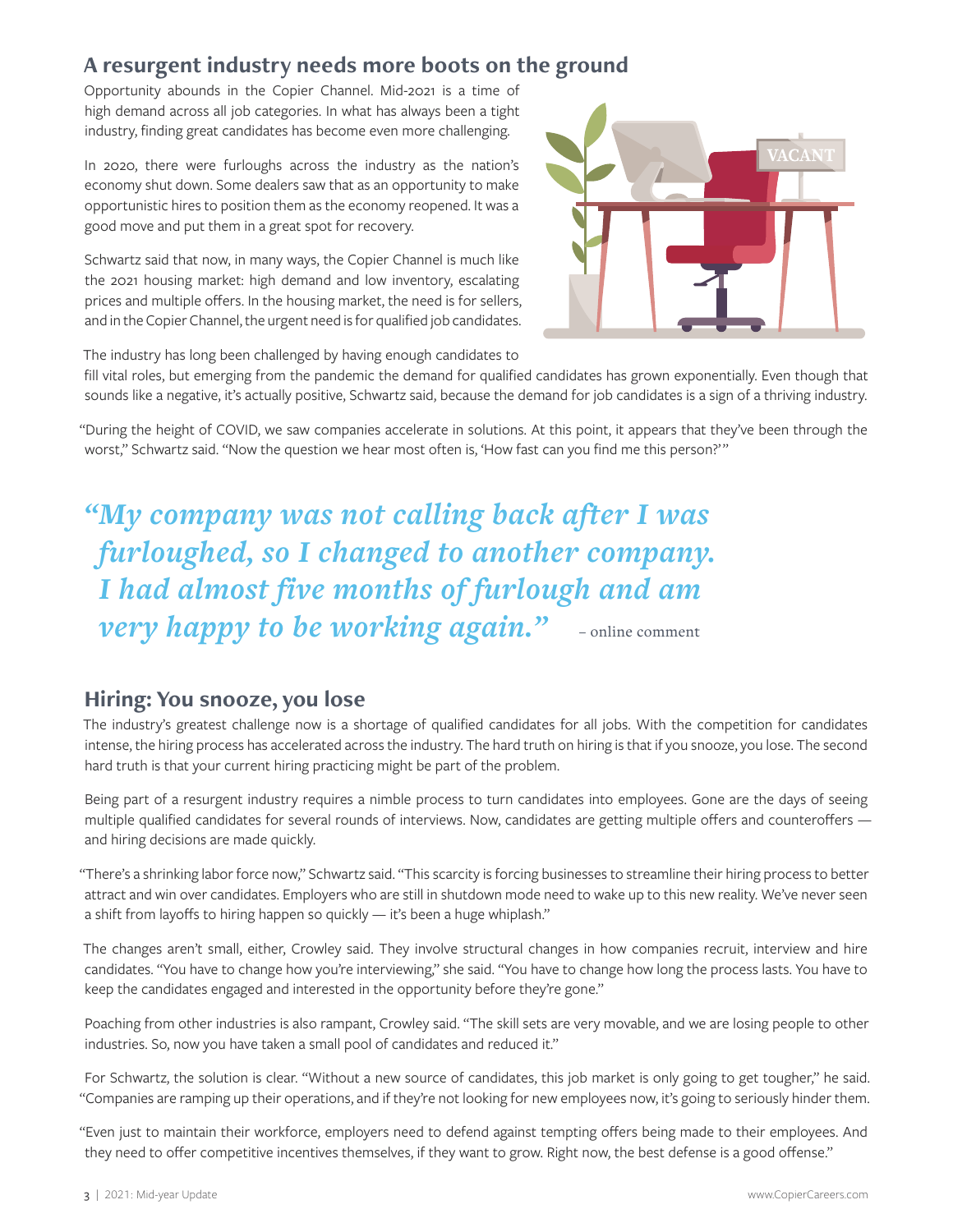## A resurgent industry needs more boots on the ground

Opportunity abounds in the Copier Channel. Mid-2021 is a time of high demand across all job categories. In what has always been a tight industry, finding great candidates has become even more challenging.

In 2020, there were furloughs across the industry as the nation's economy shut down. Some dealers saw that as an opportunity to make opportunistic hires to position them as the economy reopened. It was a good move and put them in a great spot for recovery.

Schwartz said that now, in many ways, the Copier Channel is much like the 2021 housing market: high demand and low inventory, escalating prices and multiple offers. In the housing market, the need is for sellers, and in the Copier Channel, the urgent need is for qualified job candidates.

The industry has long been challenged by having enough candidates to fill vital roles, but emerging from the pandemic the demand for qualified candidates has grown exponentially. Even though that sounds like a negative, it's actually positive, Schwartz said, because the demand for job candidates is a sign of a thriving industry.

"During the height of COVID, we saw companies accelerate in solutions. At this point, it appears that they've been through the worst," Schwartz said. "Now the question we hear most often is, 'How fast can you find me this person?'"

> *"My company was not calling back after I was furloughed, so I changed to another company. I had almost five months of furlough and am very happy to be working again."* – online comment

## Hiring: You snooze, you lose

The industry's greatest challenge now is a shortage of qualified candidates for all jobs. With the competition for candidates intense, the hiring process has accelerated across the industry. The hard truth on hiring is that if you snooze, you lose. The second hard truth is that your current hiring practicing might be part of the problem.

Being part of a resurgent industry requires a nimble process to turn candidates into employees. Gone are the days of seeing multiple qualified candidates for several rounds of interviews. Now, candidates are getting multiple offers and counteroffers — and hiring decisions are made quickly.

"There's a shrinking labor force now," Schwartz said. "This scarcity is forcing businesses to streamline their hiring process to better attract and win over candidates. Employers who are still in shutdown mode need to wake up to this new reality. We've never seen a shift from layoffs to hiring happen so quickly — it's been a huge whiplash."

The changes aren't small, either, Crowley said. They involve structural changes in how companies recruit, interview and hire candidates. "You have to change how you're interviewing," she said. "You have to change how long the process lasts. You have to keep the candidates engaged and interested in the opportunity before they're gone."

Poaching from other industries is also rampant, Crowley said. "The skill sets are very movable, and we are losing people to other industries. So, now you have taken a small pool of candidates and reduced it."

For Schwartz, the solution is clear. "Without a new source of candidates, this job market is only going to get tougher," he said. "Companies are ramping up their operations, and if they're not looking for new employees now, it's going to seriously hinder them.

"Even just to maintain their workforce, employers need to defend against tempting offers being made to their employees. And they need to offer competitive incentives themselves, if they want to grow. Right now, the best defense is a good offense."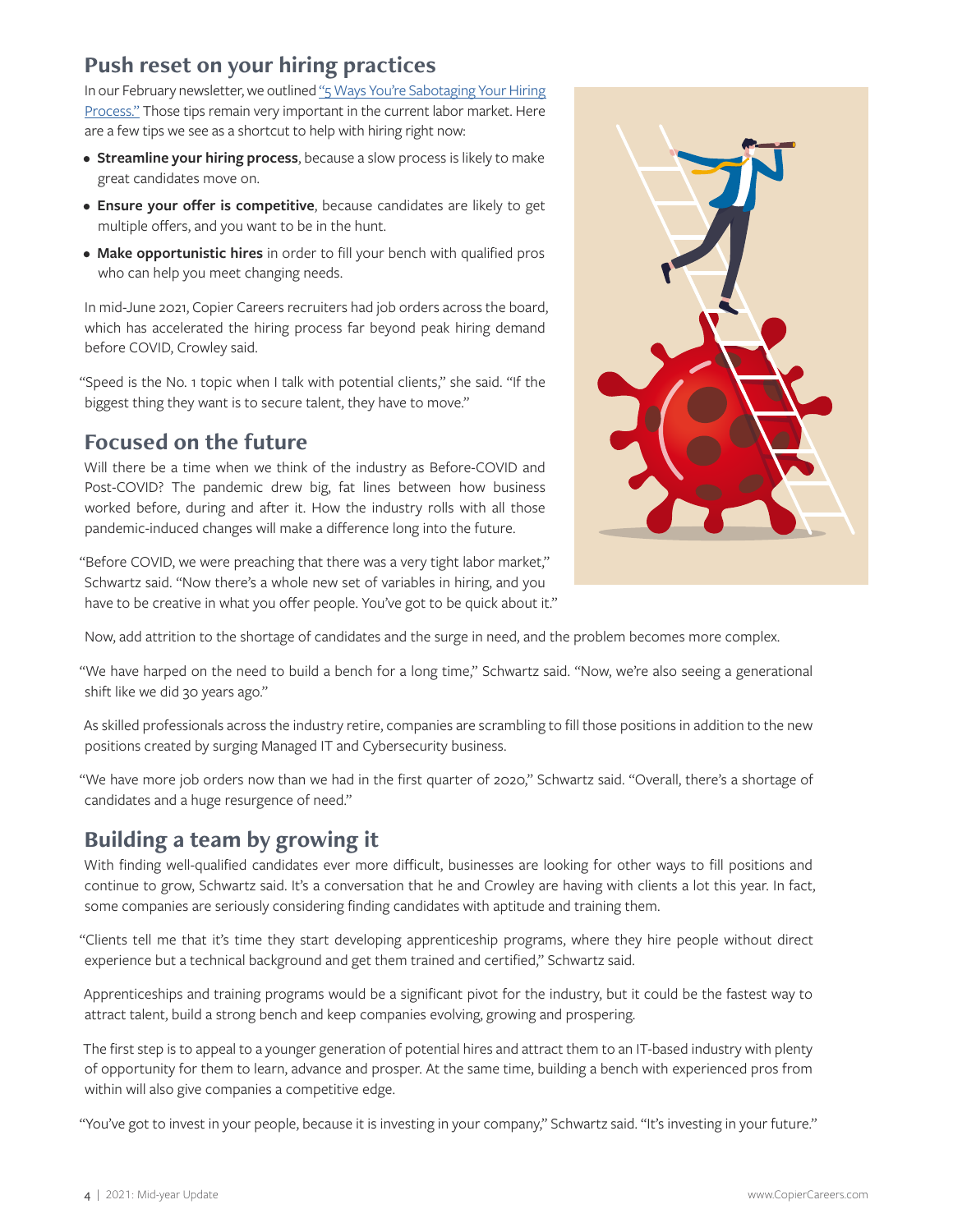## Push reset on your hiring practices

In our February newsletter, we outlined "5 Ways You're Sabotaging Your Hiring Process." Those tips remain very important in the current labor market. Here are a few tips we see as a shortcut to help with hiring right now:

- **Streamline your hiring process**, because a slow process is likely to make great candidates move on.
- **Ensure your offer is competitive**, because candidates are likely to get multiple offers, and you want to be in the hunt.
- **Make opportunistic hires** in order to fill your bench with qualified pros who can help you meet changing needs.

In mid-June 2021, Copier Careers recruiters had job orders across the board, which has accelerated the hiring process far beyond peak hiring demand before COVID, Crowley said.

"Speed is the No. 1 topic when I talk with potential clients," she said. "If the biggest thing they want is to secure talent, they have to move."

## Focused on the future

Will there be a time when we think of the industry as Before-COVID and Post-COVID? The pandemic drew big, fat lines between how business worked before, during and after it. How the industry rolls with all those pandemic-induced changes will make a difference long into the future.

"Before COVID, we were preaching that there was a very tight labor market," Schwartz said. "Now there's a whole new set of variables in hiring, and you have to be creative in what you offer people. You've got to be quick about it."

Now, add attrition to the shortage of candidates and the surge in need, and the problem becomes more complex.

"We have harped on the need to build a bench for a long time," Schwartz said. "Now, we're also seeing a generational shift like we did 30 years ago."

As skilled professionals across the industry retire, companies are scrambling to fill those positions in addition to the new positions created by surging Managed IT and Cybersecurity business.

"We have more job orders now than we had in the first quarter of 2020," Schwartz said. "Overall, there's a shortage of candidates and a huge resurgence of need."

## Building a team by growing it

With finding well-qualified candidates ever more difficult, businesses are looking for other ways to fill positions and continue to grow, Schwartz said. It's a conversation that he and Crowley are having with clients a lot this year. In fact, some companies are seriously considering finding candidates with aptitude and training them.

"Clients tell me that it's time they start developing apprenticeship programs, where they hire people without direct experience but a technical background and get them trained and certified," Schwartz said.

Apprenticeships and training programs would be a significant pivot for the industry, but it could be the fastest way to attract talent, build a strong bench and keep companies evolving, growing and prospering.

The first step is to appeal to a younger generation of potential hires and attract them to an IT-based industry with plenty of opportunity for them to learn, advance and prosper. At the same time, building a bench with experienced pros from within will also give companies a competitive edge.

"You've got to invest in your people, because it is investing in your company," Schwartz said. "It's investing in your future."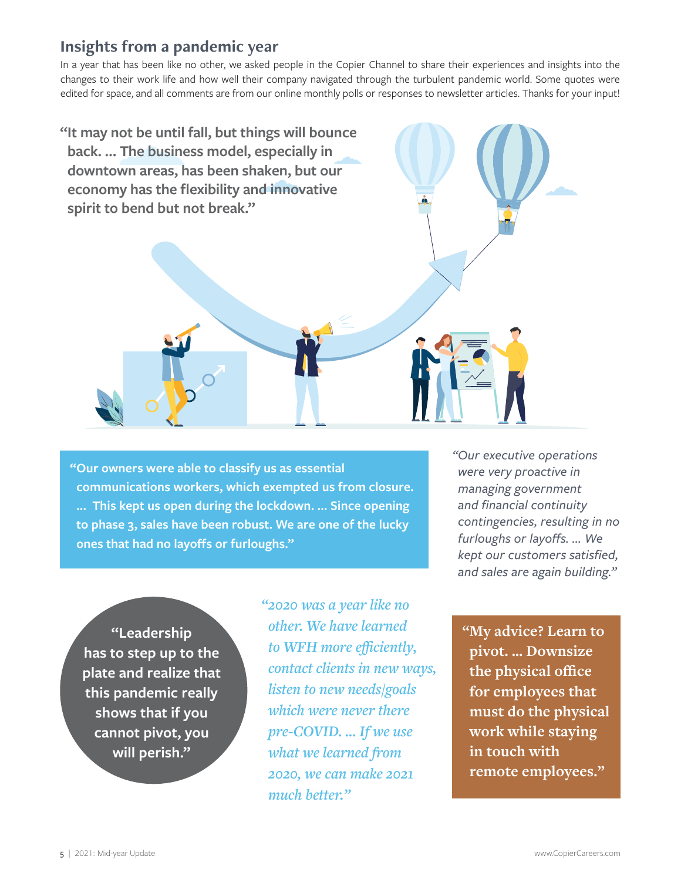## Insights from a pandemic year

In a year that has been like no other, we asked people in the Copier Channel to share their experiences and insights into the changes to their work life and how well their company navigated through the turbulent pandemic world. Some quotes were edited for space, and all comments are from our online monthly polls or responses to newsletter articles. Thanks for your input!

**"It may not be until fall, but things will bounce back. ... The business model, especially in downtown areas, has been shaken, but our economy has the flexibility and innovative spirit to bend but not break."**

**"Our owners were able to classify us as essential communications workers, which exempted us from closure. ... This kept us open during the lockdown. ... Since opening to phase 3, sales have been robust. We are one of the lucky ones that had no layoffs or furloughs."**

*"Our executive operations were very proactive in managing government and financial continuity contingencies, resulting in no furloughs or layoffs. ... We kept our customers satisfied, and sales are again building."*

**"Leadership has to step up to the plate and realize that this pandemic really shows that if you cannot pivot, you will perish."**

*"2020 was a year like no other. We have learned to WFH more efficiently, contact clients in new ways, listen to new needs/goals which were never there pre-COVID. ... If we use what we learned from 2020, we can make 2021 much better."*

**"My advice? Learn to pivot. ... Downsize the physical office for employees that must do the physical work while staying in touch with remote employees."**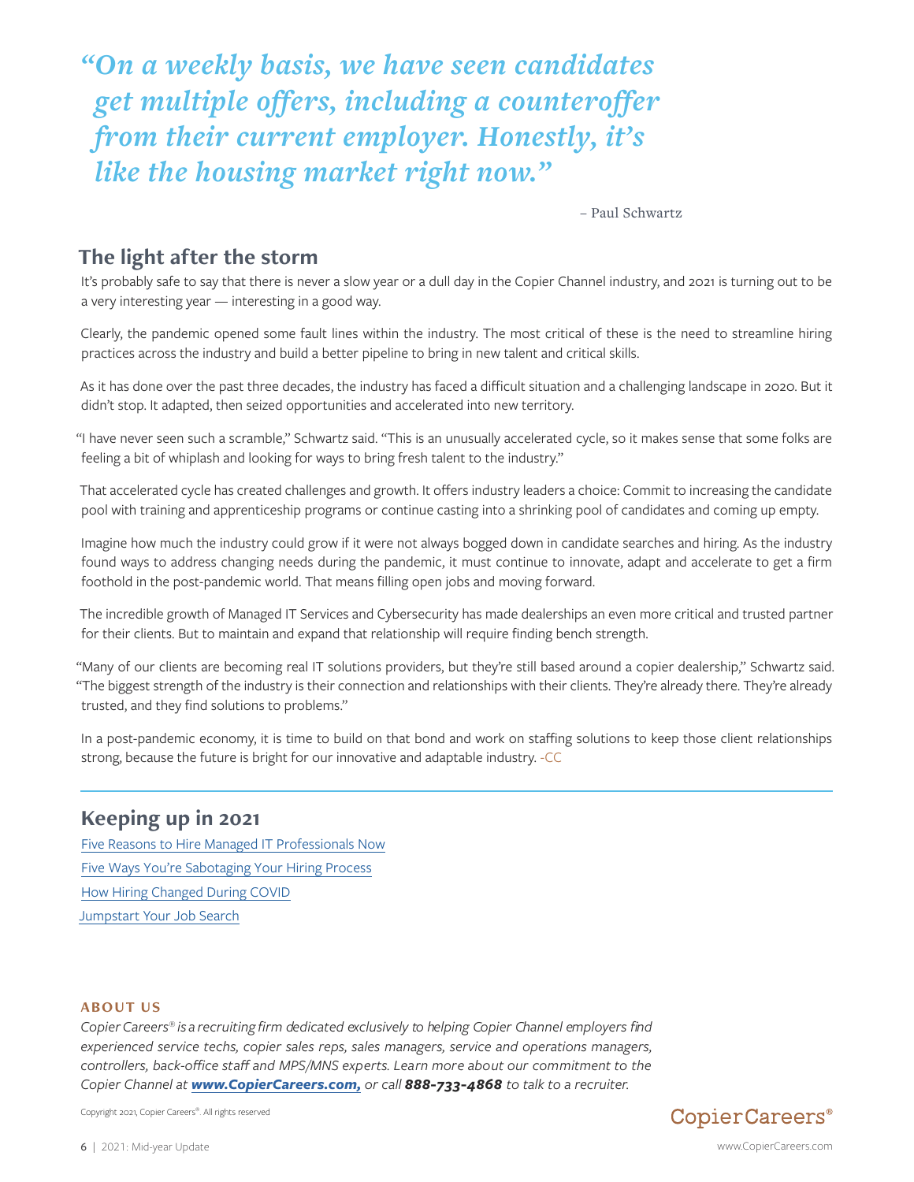*"On a weekly basis, we have seen candidates get multiple offers, including a counteroffer from their current employer. Honestly, it's like the housing market right now."*

– Paul Schwartz

## The light after the storm

It's probably safe to say that there is never a slow year or a dull day in the Copier Channel industry, and 2021 is turning out to be a very interesting year — interesting in a good way.

Clearly, the pandemic opened some fault lines within the industry. The most critical of these is the need to streamline hiring practices across the industry and build a better pipeline to bring in new talent and critical skills.

As it has done over the past three decades, the industry has faced a difficult situation and a challenging landscape in 2020. But it didn't stop. It adapted, then seized opportunities and accelerated into new territory.

"I have never seen such a scramble," Schwartz said. "This is an unusually accelerated cycle, so it makes sense that some folks are feeling a bit of whiplash and looking for ways to bring fresh talent to the industry."

That accelerated cycle has created challenges and growth. It offers industry leaders a choice: Commit to increasing the candidate pool with training and apprenticeship programs or continue casting into a shrinking pool of candidates and coming up empty.

Imagine how much the industry could grow if it were not always bogged down in candidate searches and hiring. As the industry found ways to address changing needs during the pandemic, it must continue to innovate, adapt and accelerate to get a firm foothold in the post-pandemic world. That means filling open jobs and moving forward.

The incredible growth of Managed IT Services and Cybersecurity has made dealerships an even more critical and trusted partner for their clients. But to maintain and expand that relationship will require finding bench strength.

"Many of our clients are becoming real IT solutions providers, but they're still based around a copier dealership," Schwartz said. "The biggest strength of the industry is their connection and relationships with their clients. They're already there. They're already trusted, and they find solutions to problems."

In a post-pandemic economy, it is time to build on that bond and work on staffing solutions to keep those client relationships strong, because the future is bright for our innovative and adaptable industry. -CC

## Keeping up in 2021

Five Reasons to Hire Managed IT Professionals Now

Five Ways You're Sabotaging Your Hiring Process

How Hiring Changed During COVID

Jumpstart Your Job Search

### ABOUT US

*Copier Careers® is a recruiting firm dedicated exclusively to helping Copier Channel employers find experienced service techs, copier sales reps, sales managers, service and operations managers, controllers, back-office staff and MPS/MNS experts. Learn more about our commitment to the Copier Channel at **www.CopierCareers.com,** or call **888-733-4868** to talk to a recruiter.*

Copyright 2021, Copier Careers®. All rights reserved

CopierCareers®